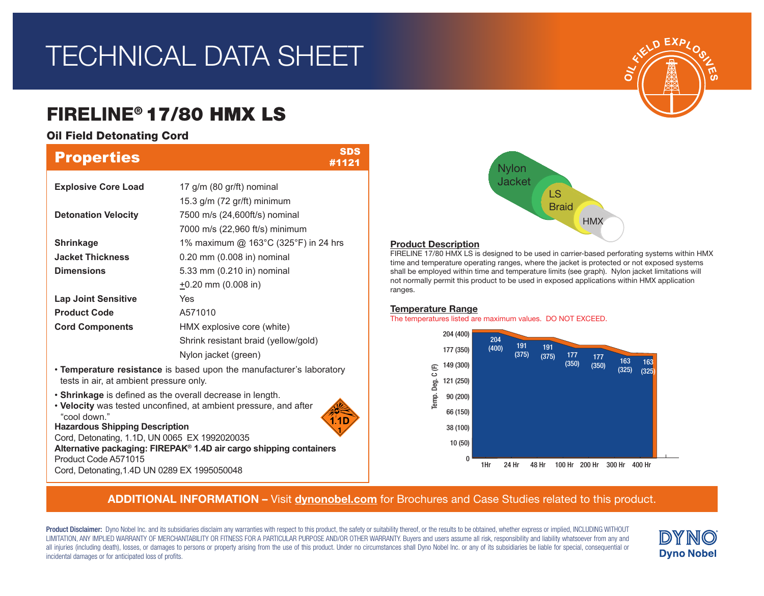# TECHNICAL DATA SHEET

OIL FIELD EXPLOSIVES

## FIRELINE® 17/80 HMX LS

### Oil Field Detonating Cord

## Properties

SDS #1121

| | |
|---|---|
| **Explosive Core Load** | 17 g/m (80 gr/ft) nominal |
| | 15.3 g/m (72 gr/ft) minimum |
| **Detonation Velocity** | 7500 m/s (24,600ft/s) nominal |
| | 7000 m/s (22,960 ft/s) minimum |
| **Shrinkage** | 1% maximum @ 163°C (325°F) in 24 hrs |
| **Jacket Thickness** | 0.20 mm (0.008 in) nominal |
| **Dimensions** | 5.33 mm (0.210 in) nominal |
| | ±0.20 mm (0.008 in) |
| **Lap Joint Sensitive** | Yes |
| **Product Code** | A571010 |
| **Cord Components** | HMX explosive core (white) |
| | Shrink resistant braid (yellow/gold) |
| | Nylon jacket (green) |

- **Temperature resistance** is based upon the manufacturer's laboratory tests in air, at ambient pressure only.
- **Shrinkage** is defined as the overall decrease in length.
- **Velocity** was tested unconfined, at ambient pressure, and after "cool down."

**Hazardous Shipping Description**

Cord, Detonating, 1.1D, UN 0065 EX 1992020035

**Alternative packaging: FIREPAK® 1.4D air cargo shipping containers**

Product Code A571015

Cord, Detonating,1.4D UN 0289 EX 1995050048

Nylon Jacket / LS Braid / HMX

### Product Description

FIRELINE 17/80 HMX LS is designed to be used in carrier-based perforating systems within HMX time and temperature operating ranges, where the jacket is protected or not exposed systems shall be employed within time and temperature limits (see graph). Nylon jacket limitations will not normally permit this product to be used in exposed applications within HMX application ranges.

### Temperature Range

The temperatures listed are maximum values. DO NOT EXCEED.

| Time | Temp. Deg. C (F) |
|---|---|
| 1Hr | 204 (400) |
| 24 Hr | 191 (375) |
| 48 Hr | 191 (375) |
| 100 Hr | 177 (350) |
| 200 Hr | 177 (350) |
| 300 Hr | 163 (325) |
| 400 Hr | 163 (325) |

**ADDITIONAL INFORMATION –** Visit **dynonobel.com** for Brochures and Case Studies related to this product.

**Product Disclaimer:** Dyno Nobel Inc. and its subsidiaries disclaim any warranties with respect to this product, the safety or suitability thereof, or the results to be obtained, whether express or implied, INCLUDING WITHOUT LIMITATION, ANY IMPLIED WARRANTY OF MERCHANTABILITY OR FITNESS FOR A PARTICULAR PURPOSE AND/OR OTHER WARRANTY. Buyers and users assume all risk, responsibility and liability whatsoever from any and all injuries (including death), losses, or damages to persons or property arising from the use of this product. Under no circumstances shall Dyno Nobel Inc. or any of its subsidiaries be liable for special, consequential or incidental damages or for anticipated loss of profits.

DYNO Dyno Nobel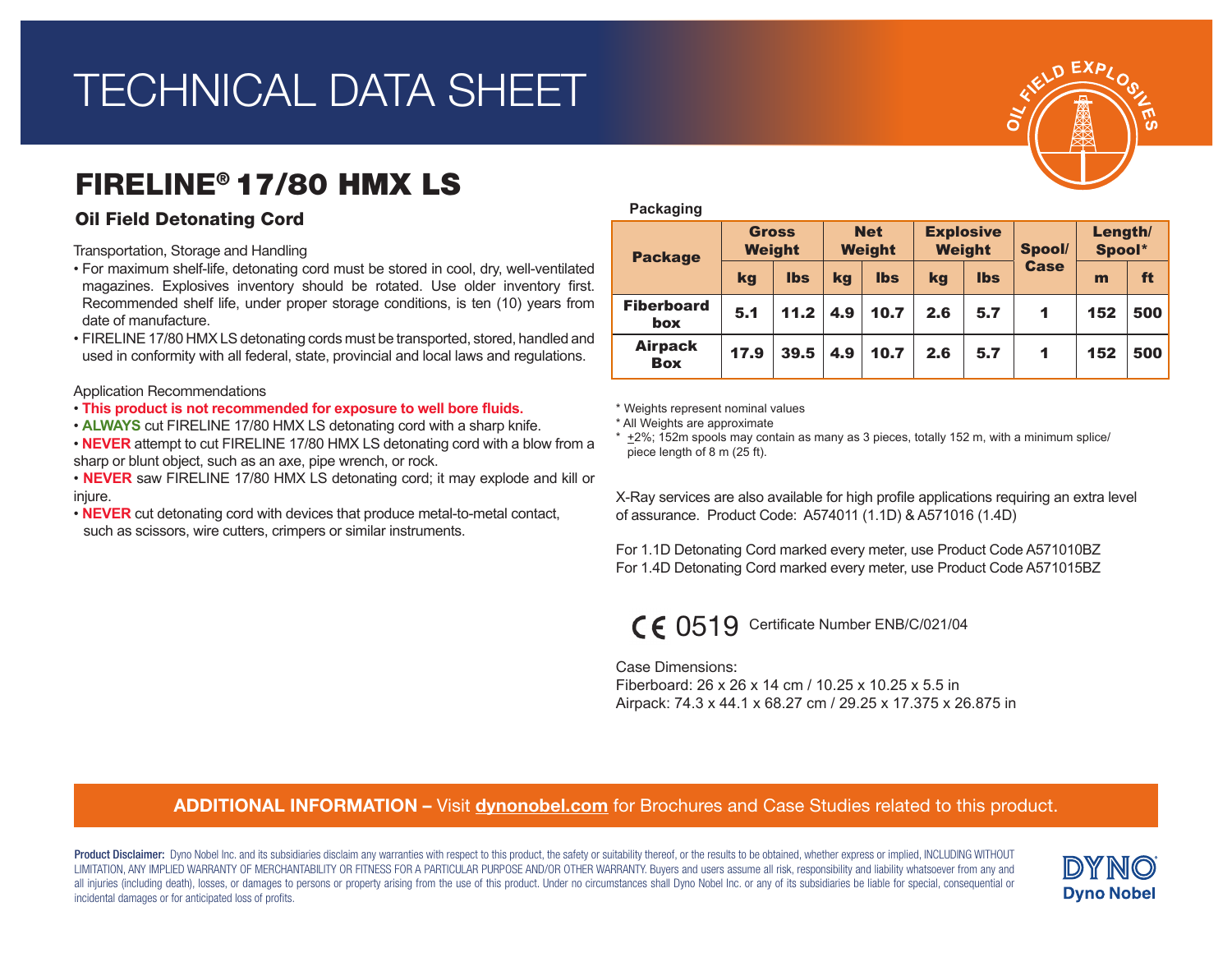# TECHNICAL DATA SHEET

## FIRELINE® 17/80 HMX LS

### Oil Field Detonating Cord

Transportation, Storage and Handling

- For maximum shelf-life, detonating cord must be stored in cool, dry, well-ventilated magazines. Explosives inventory should be rotated. Use older inventory first. Recommended shelf life, under proper storage conditions, is ten (10) years from date of manufacture.
- FIRELINE 17/80 HMX LS detonating cords must be transported, stored, handled and used in conformity with all federal, state, provincial and local laws and regulations.

Application Recommendations

- **This product is not recommended for exposure to well bore fluids.**
- **ALWAYS** cut FIRELINE 17/80 HMX LS detonating cord with a sharp knife.
- **NEVER** attempt to cut FIRELINE 17/80 HMX LS detonating cord with a blow from a sharp or blunt object, such as an axe, pipe wrench, or rock.
- **NEVER** saw FIRELINE 17/80 HMX LS detonating cord; it may explode and kill or injure.
- **NEVER** cut detonating cord with devices that produce metal-to-metal contact, such as scissors, wire cutters, crimpers or similar instruments.

**Packaging**

| Package | Gross Weight | | Net Weight | | Explosive Weight | | Spool/ Case | Length/ Spool* | |
|---|---|---|---|---|---|---|---|---|---|
| | kg | lbs | kg | lbs | kg | lbs | | m | ft |
| Fiberboard box | 5.1 | 11.2 | 4.9 | 10.7 | 2.6 | 5.7 | 1 | 152 | 500 |
| Airpack Box | 17.9 | 39.5 | 4.9 | 10.7 | 2.6 | 5.7 | 1 | 152 | 500 |

\* Weights represent nominal values

\* All Weights are approximate

\* ±2%; 152m spools may contain as many as 3 pieces, totally 152 m, with a minimum splice/ piece length of 8 m (25 ft).

X-Ray services are also available for high profile applications requiring an extra level of assurance. Product Code: A574011 (1.1D) & A571016 (1.4D)

For 1.1D Detonating Cord marked every meter, use Product Code A571010BZ
For 1.4D Detonating Cord marked every meter, use Product Code A571015BZ

CE 0519 Certificate Number ENB/C/021/04

Case Dimensions:
Fiberboard: 26 x 26 x 14 cm / 10.25 x 10.25 x 5.5 in
Airpack: 74.3 x 44.1 x 68.27 cm / 29.25 x 17.375 x 26.875 in

**ADDITIONAL INFORMATION –** Visit **dynonobel.com** for Brochures and Case Studies related to this product.

**Product Disclaimer:** Dyno Nobel Inc. and its subsidiaries disclaim any warranties with respect to this product, the safety or suitability thereof, or the results to be obtained, whether express or implied, INCLUDING WITHOUT LIMITATION, ANY IMPLIED WARRANTY OF MERCHANTABILITY OR FITNESS FOR A PARTICULAR PURPOSE AND/OR OTHER WARRANTY. Buyers and users assume all risk, responsibility and liability whatsoever from any and all injuries (including death), losses, or damages to persons or property arising from the use of this product. Under no circumstances shall Dyno Nobel Inc. or any of its subsidiaries be liable for special, consequential or incidental damages or for anticipated loss of profits.